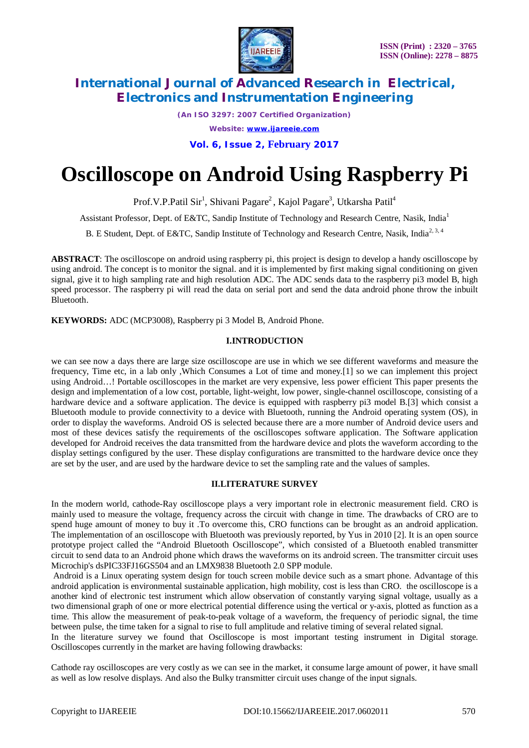# Oscilloscope on Android Using Raspberry Pi

Prof.V.P.Patil Sir[1], Shivani Pagare[2], Kajol Pagare[3], Utkarsha Patil[4]

Assistant Professor, Dept. of E&TC, Sandip Institute of Technology and Research Centre, Nasik, India[1]

B. E Student, Dept. of E&TC, Sandip Institute of Technology and Research Centre, Nasik, India[2, 3, 4]

**ABSTRACT**: The oscilloscope on android using raspberry pi, this project is design to develop a handy oscilloscope by using android. The concept is to monitor the signal. and it is implemented by first making signal conditioning on given signal, give it to high sampling rate and high resolution ADC. The ADC sends data to the raspberry pi3 model B, high speed processor. The raspberry pi will read the data on serial port and send the data android phone throw the inbuilt Bluetooth.

**KEYWORDS:** ADC (MCP3008), Raspberry pi 3 Model B, Android Phone.

## I.INTRODUCTION

we can see now a days there are large size oscilloscope are use in which we see different waveforms and measure the frequency, Time etc, in a lab only ,Which Consumes a Lot of time and money.[1] so we can implement this project using Android…! Portable oscilloscopes in the market are very expensive, less power efficient This paper presents the design and implementation of a low cost, portable, light-weight, low power, single-channel oscilloscope, consisting of a hardware device and a software application. The device is equipped with raspberry pi3 model B.[3] which consist a Bluetooth module to provide connectivity to a device with Bluetooth, running the Android operating system (OS), in order to display the waveforms. Android OS is selected because there are a more number of Android device users and most of these devices satisfy the requirements of the oscilloscopes software application. The Software application developed for Android receives the data transmitted from the hardware device and plots the waveform according to the display settings configured by the user. These display configurations are transmitted to the hardware device once they are set by the user, and are used by the hardware device to set the sampling rate and the values of samples.

## II.LITERATURE SURVEY

In the modern world, cathode-Ray oscilloscope plays a very important role in electronic measurement field. CRO is mainly used to measure the voltage, frequency across the circuit with change in time. The drawbacks of CRO are to spend huge amount of money to buy it .To overcome this, CRO functions can be brought as an android application. The implementation of an oscilloscope with Bluetooth was previously reported, by Yus in 2010 [2]. It is an open source prototype project called the "Android Bluetooth Oscilloscope", which consisted of a Bluetooth enabled transmitter circuit to send data to an Android phone which draws the waveforms on its android screen. The transmitter circuit uses Microchip's dsPIC33FJ16GS504 and an LMX9838 Bluetooth 2.0 SPP module.

Android is a Linux operating system design for touch screen mobile device such as a smart phone. Advantage of this android application is environmental sustainable application, high mobility, cost is less than CRO. the oscilloscope is a another kind of electronic test instrument which allow observation of constantly varying signal voltage, usually as a two dimensional graph of one or more electrical potential difference using the vertical or y-axis, plotted as function as a time. This allow the measurement of peak-to-peak voltage of a waveform, the frequency of periodic signal, the time between pulse, the time taken for a signal to rise to full amplitude and relative timing of several related signal.

In the literature survey we found that Oscilloscope is most important testing instrument in Digital storage. Oscilloscopes currently in the market are having following drawbacks:

Cathode ray oscilloscopes are very costly as we can see in the market, it consume large amount of power, it have small as well as low resolve displays. And also the Bulky transmitter circuit uses change of the input signals.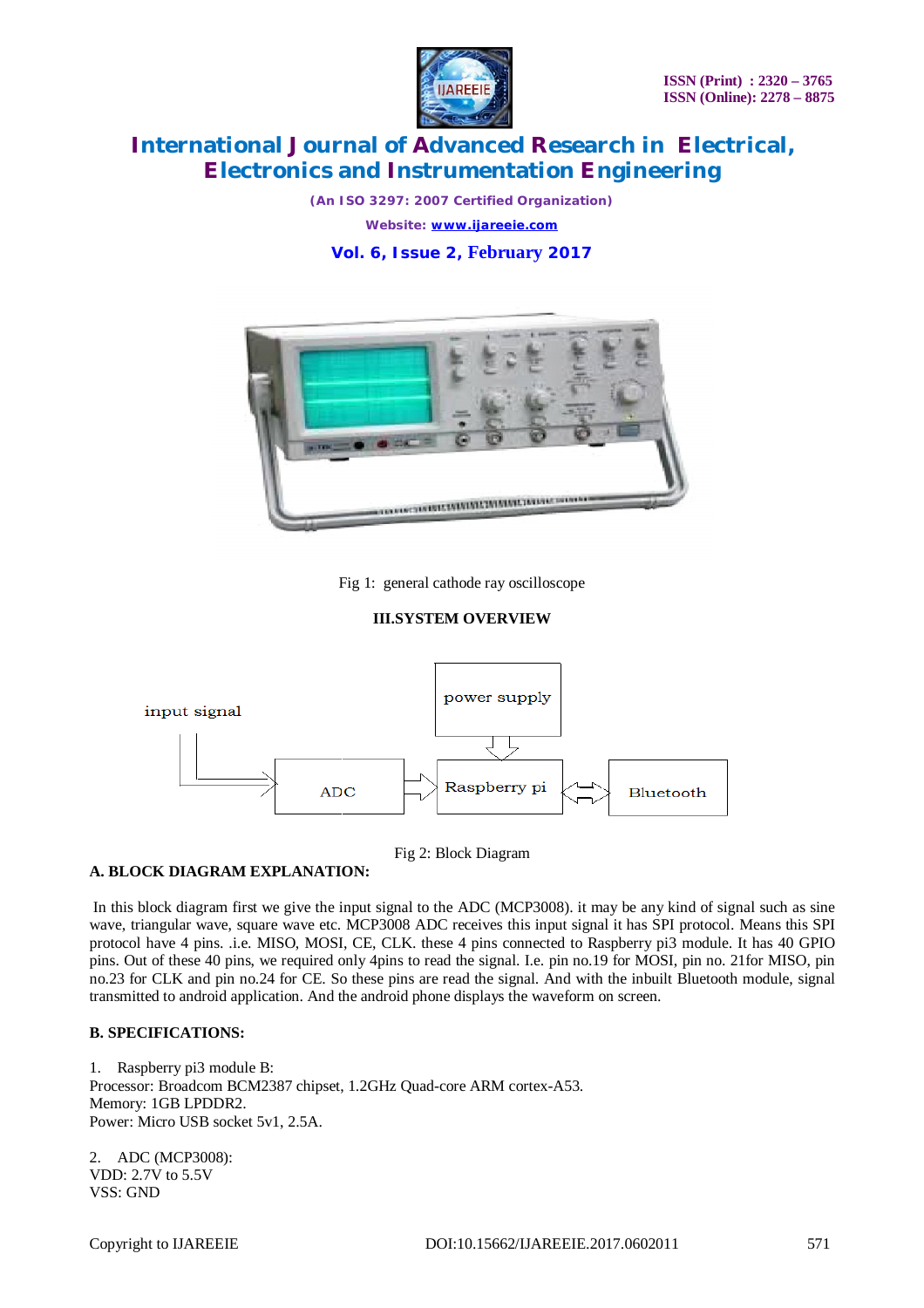Fig 1: general cathode ray oscilloscope

## III.SYSTEM OVERVIEW

Fig 2: Block Diagram

### A. BLOCK DIAGRAM EXPLANATION:

In this block diagram first we give the input signal to the ADC (MCP3008). it may be any kind of signal such as sine wave, triangular wave, square wave etc. MCP3008 ADC receives this input signal it has SPI protocol. Means this SPI protocol have 4 pins. .i.e. MISO, MOSI, CE, CLK. these 4 pins connected to Raspberry pi3 module. It has 40 GPIO pins. Out of these 40 pins, we required only 4pins to read the signal. I.e. pin no.19 for MOSI, pin no. 21for MISO, pin no.23 for CLK and pin no.24 for CE. So these pins are read the signal. And with the inbuilt Bluetooth module, signal transmitted to android application. And the android phone displays the waveform on screen.

### B. SPECIFICATIONS:

1. Raspberry pi3 module B:
Processor: Broadcom BCM2387 chipset, 1.2GHz Quad-core ARM cortex-A53.
Memory: 1GB LPDDR2.
Power: Micro USB socket 5v1, 2.5A.

2. ADC (MCP3008):
VDD: 2.7V to 5.5V
VSS: GND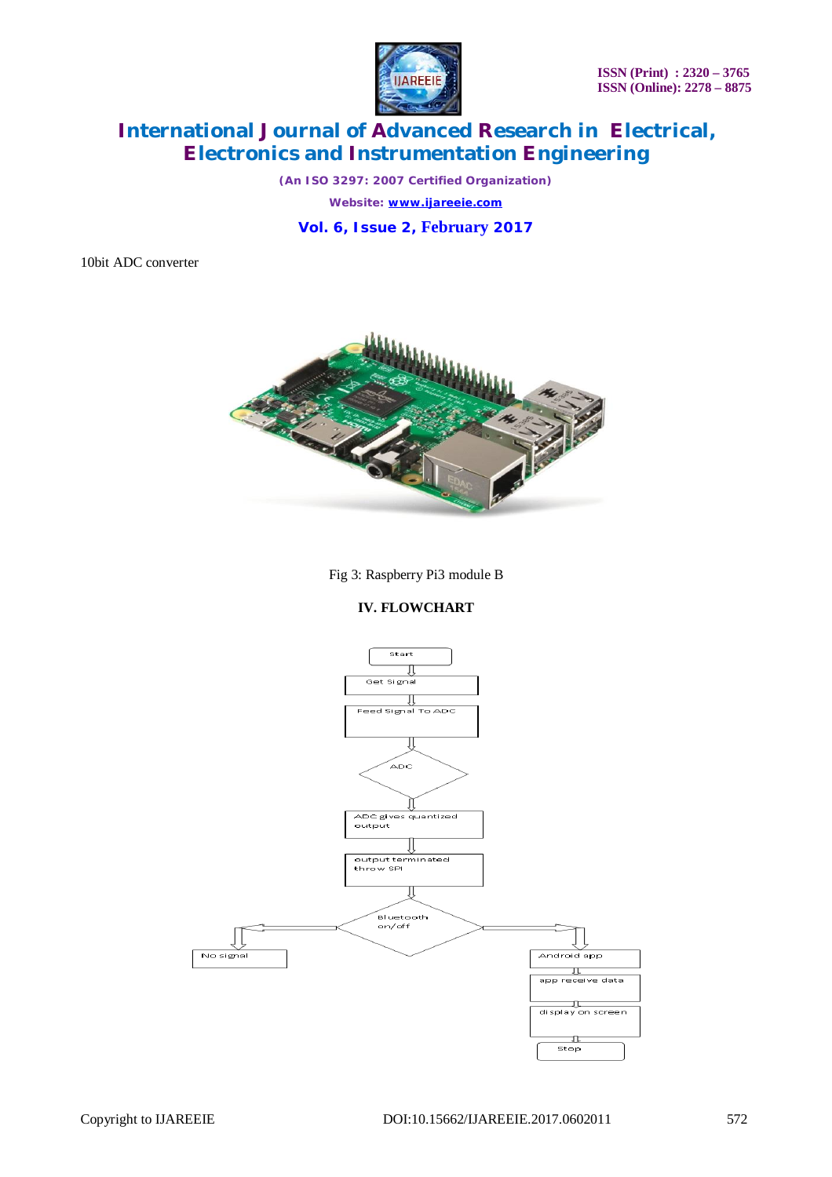10bit ADC converter

Fig 3: Raspberry Pi3 module B

### IV. FLOWCHART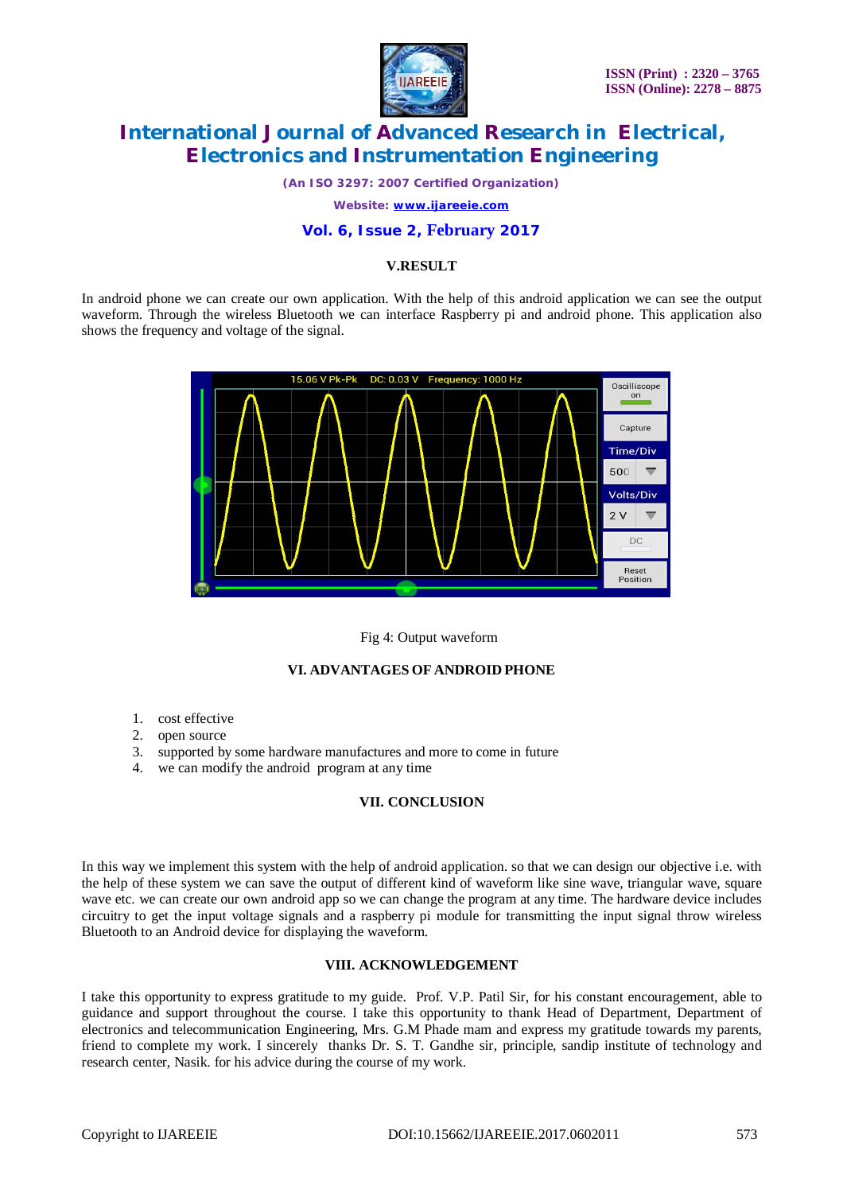## V.RESULT

In android phone we can create our own application. With the help of this android application we can see the output waveform. Through the wireless Bluetooth we can interface Raspberry pi and android phone. This application also shows the frequency and voltage of the signal.

Fig 4: Output waveform

## VI. ADVANTAGES OF ANDROID PHONE

1. cost effective
2. open source
3. supported by some hardware manufactures and more to come in future
4. we can modify the android program at any time

## VII. CONCLUSION

In this way we implement this system with the help of android application. so that we can design our objective i.e. with the help of these system we can save the output of different kind of waveform like sine wave, triangular wave, square wave etc. we can create our own android app so we can change the program at any time. The hardware device includes circuitry to get the input voltage signals and a raspberry pi module for transmitting the input signal throw wireless Bluetooth to an Android device for displaying the waveform.

## VIII. ACKNOWLEDGEMENT

I take this opportunity to express gratitude to my guide. Prof. V.P. Patil Sir, for his constant encouragement, able to guidance and support throughout the course. I take this opportunity to thank Head of Department, Department of electronics and telecommunication Engineering, Mrs. G.M Phade mam and express my gratitude towards my parents, friend to complete my work. I sincerely thanks Dr. S. T. Gandhe sir, principle, sandip institute of technology and research center, Nasik. for his advice during the course of my work.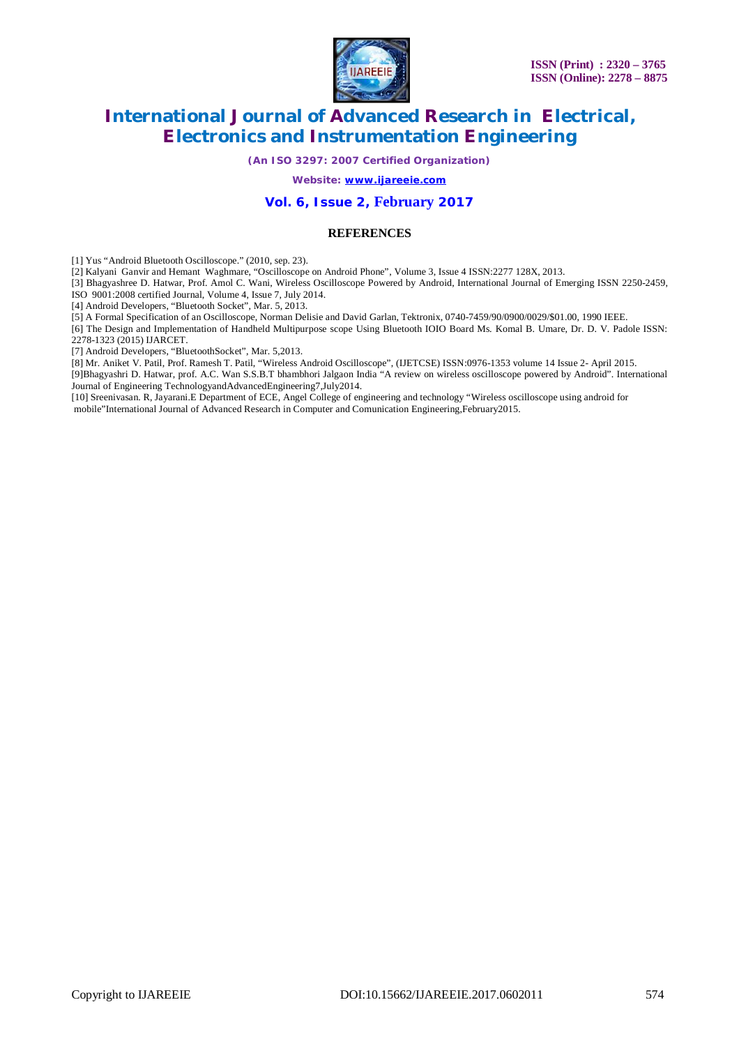## REFERENCES

[1] Yus "Android Bluetooth Oscilloscope." (2010, sep. 23).

[2] Kalyani Ganvir and Hemant Waghmare, "Oscilloscope on Android Phone", Volume 3, Issue 4 ISSN:2277 128X, 2013.

[3] Bhagyashree D. Hatwar, Prof. Amol C. Wani, Wireless Oscilloscope Powered by Android, International Journal of Emerging ISSN 2250-2459, ISO 9001:2008 certified Journal, Volume 4, Issue 7, July 2014.

[4] Android Developers, "Bluetooth Socket", Mar. 5, 2013.

[5] A Formal Specification of an Oscilloscope, Norman Delisie and David Garlan, Tektronix, 0740-7459/90/0900/0029/$01.00, 1990 IEEE.

[6] The Design and Implementation of Handheld Multipurpose scope Using Bluetooth IOIO Board Ms. Komal B. Umare, Dr. D. V. Padole ISSN: 2278-1323 (2015) IJARCET.

[7] Android Developers, "BluetoothSocket", Mar. 5,2013.

[8] Mr. Aniket V. Patil, Prof. Ramesh T. Patil, "Wireless Android Oscilloscope", (IJETCSE) ISSN:0976-1353 volume 14 Issue 2- April 2015.

[9]Bhagyashri D. Hatwar, prof. A.C. Wan S.S.B.T bhambhori Jalgaon India "A review on wireless oscilloscope powered by Android". International Journal of Engineering TechnologyandAdvancedEngineering7,July2014.

[10] Sreenivasan. R, Jayarani.E Department of ECE, Angel College of engineering and technology "Wireless oscilloscope using android for mobile"International Journal of Advanced Research in Computer and Comunication Engineering,February2015.